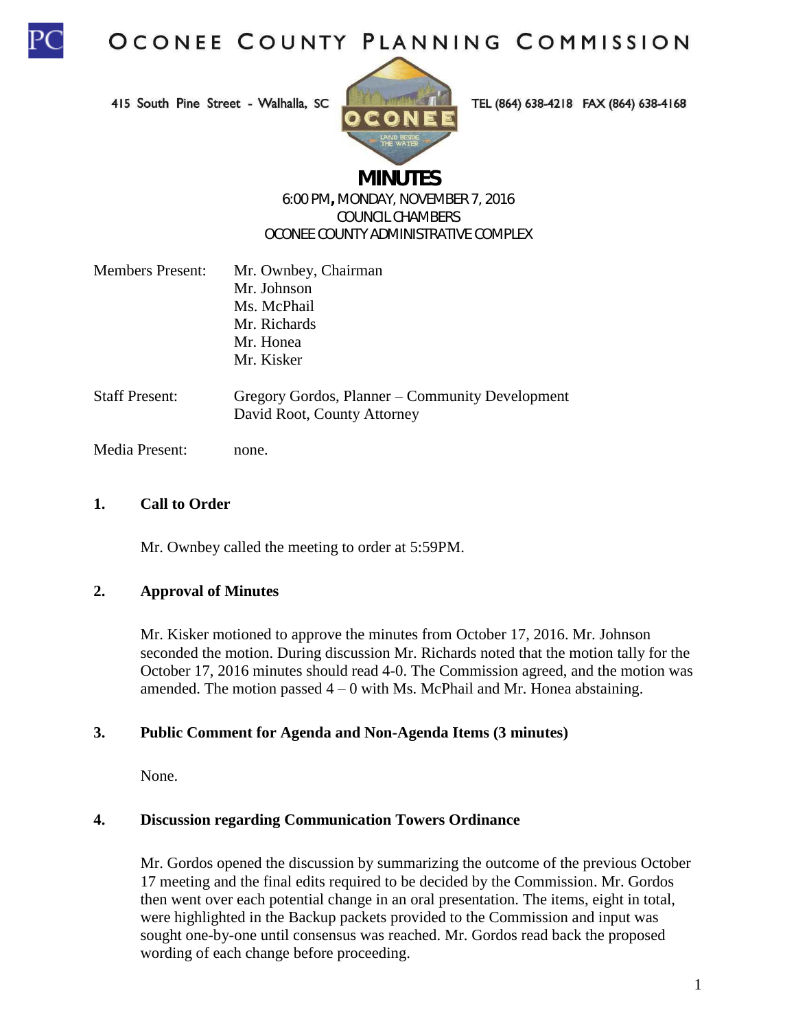# OCONEE COUNTY PLANNING COMMISSION

415 South Pine Street - Walhalla, SC TEL (864) 638-4218 FAX (864) 638-4168

## MINUTES

6:00 PM, MONDAY, NOVEMBER 7, 2016
COUNCIL CHAMBERS
OCONEE COUNTY ADMINISTRATIVE COMPLEX

Members Present: Mr. Ownbey, Chairman
Mr. Johnson
Ms. McPhail
Mr. Richards
Mr. Honea
Mr. Kisker

Staff Present: Gregory Gordos, Planner – Community Development
David Root, County Attorney

Media Present: none.

### 1. Call to Order

Mr. Ownbey called the meeting to order at 5:59PM.

### 2. Approval of Minutes

Mr. Kisker motioned to approve the minutes from October 17, 2016. Mr. Johnson seconded the motion. During discussion Mr. Richards noted that the motion tally for the October 17, 2016 minutes should read 4-0. The Commission agreed, and the motion was amended. The motion passed 4 – 0 with Ms. McPhail and Mr. Honea abstaining.

### 3. Public Comment for Agenda and Non-Agenda Items (3 minutes)

None.

### 4. Discussion regarding Communication Towers Ordinance

Mr. Gordos opened the discussion by summarizing the outcome of the previous October 17 meeting and the final edits required to be decided by the Commission. Mr. Gordos then went over each potential change in an oral presentation. The items, eight in total, were highlighted in the Backup packets provided to the Commission and input was sought one-by-one until consensus was reached. Mr. Gordos read back the proposed wording of each change before proceeding.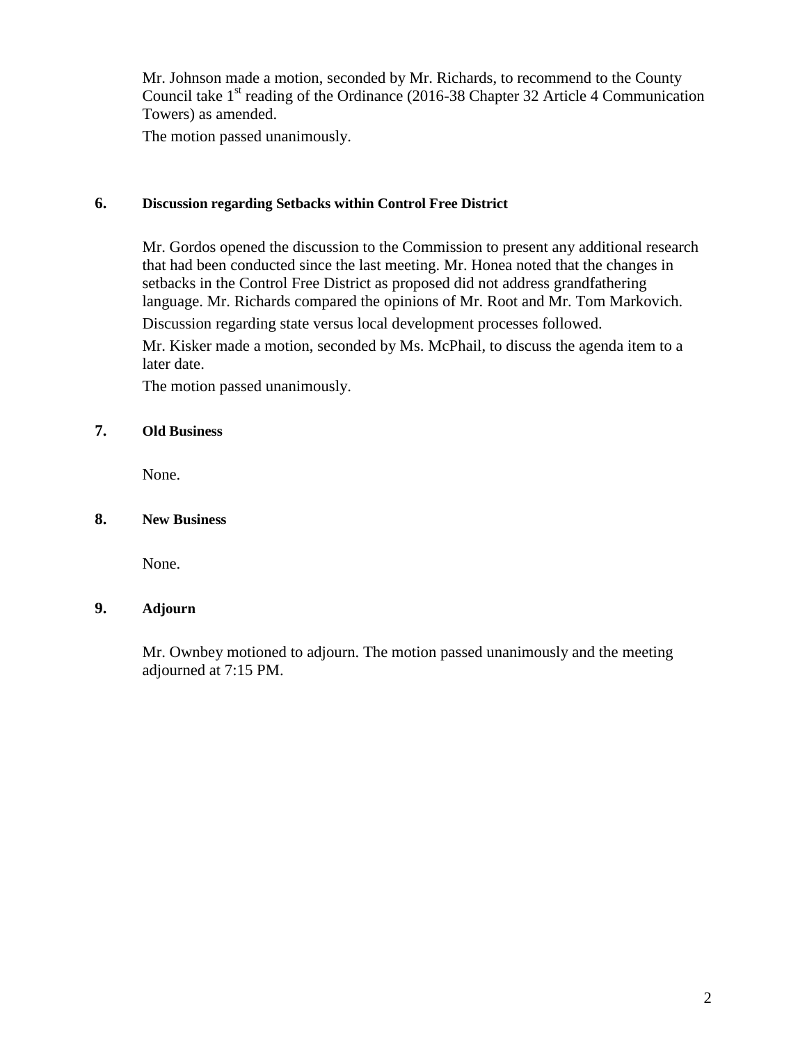Mr. Johnson made a motion, seconded by Mr. Richards, to recommend to the County Council take 1st reading of the Ordinance (2016-38 Chapter 32 Article 4 Communication Towers) as amended.

The motion passed unanimously.

**6. Discussion regarding Setbacks within Control Free District**

Mr. Gordos opened the discussion to the Commission to present any additional research that had been conducted since the last meeting. Mr. Honea noted that the changes in setbacks in the Control Free District as proposed did not address grandfathering language. Mr. Richards compared the opinions of Mr. Root and Mr. Tom Markovich.

Discussion regarding state versus local development processes followed.

Mr. Kisker made a motion, seconded by Ms. McPhail, to discuss the agenda item to a later date.

The motion passed unanimously.

**7. Old Business**

None.

**8. New Business**

None.

**9. Adjourn**

Mr. Ownbey motioned to adjourn. The motion passed unanimously and the meeting adjourned at 7:15 PM.